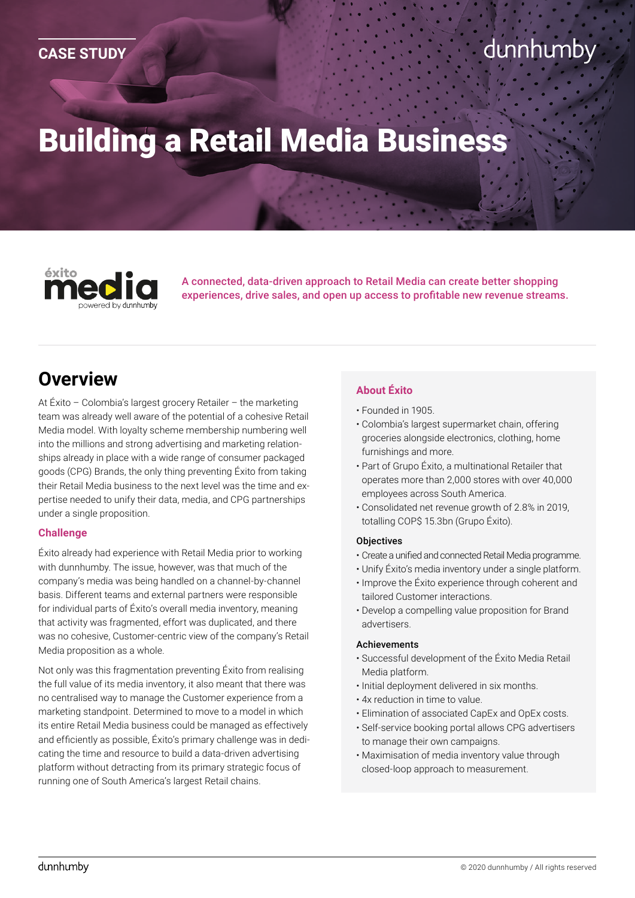CASE STUDY

# Building a Retail Media Business

A connected, data-driven approach to Retail Media can create better shopping experiences, drive sales, and open up access to profitable new revenue streams.

## Overview

At Éxito – Colombia's largest grocery Retailer – the marketing team was already well aware of the potential of a cohesive Retail Media model. With loyalty scheme membership numbering well into the millions and strong advertising and marketing relationships already in place with a wide range of consumer packaged goods (CPG) Brands, the only thing preventing Éxito from taking their Retail Media business to the next level was the time and expertise needed to unify their data, media, and CPG partnerships under a single proposition.

### Challenge

Éxito already had experience with Retail Media prior to working with dunnhumby. The issue, however, was that much of the company's media was being handled on a channel-by-channel basis. Different teams and external partners were responsible for individual parts of Éxito's overall media inventory, meaning that activity was fragmented, effort was duplicated, and there was no cohesive, Customer-centric view of the company's Retail Media proposition as a whole.

Not only was this fragmentation preventing Éxito from realising the full value of its media inventory, it also meant that there was no centralised way to manage the Customer experience from a marketing standpoint. Determined to move to a model in which its entire Retail Media business could be managed as effectively and efficiently as possible, Éxito's primary challenge was in dedicating the time and resource to build a data-driven advertising platform without detracting from its primary strategic focus of running one of South America's largest Retail chains.

### About Éxito

- Founded in 1905.
- Colombia's largest supermarket chain, offering groceries alongside electronics, clothing, home furnishings and more.
- Part of Grupo Éxito, a multinational Retailer that operates more than 2,000 stores with over 40,000 employees across South America.
- Consolidated net revenue growth of 2.8% in 2019, totalling COP$ 15.3bn (Grupo Éxito).

**Objectives**

- Create a unified and connected Retail Media programme.
- Unify Éxito's media inventory under a single platform.
- Improve the Éxito experience through coherent and tailored Customer interactions.
- Develop a compelling value proposition for Brand advertisers.

**Achievements**

- Successful development of the Éxito Media Retail Media platform.
- Initial deployment delivered in six months.
- 4x reduction in time to value.
- Elimination of associated CapEx and OpEx costs.
- Self-service booking portal allows CPG advertisers to manage their own campaigns.
- Maximisation of media inventory value through closed-loop approach to measurement.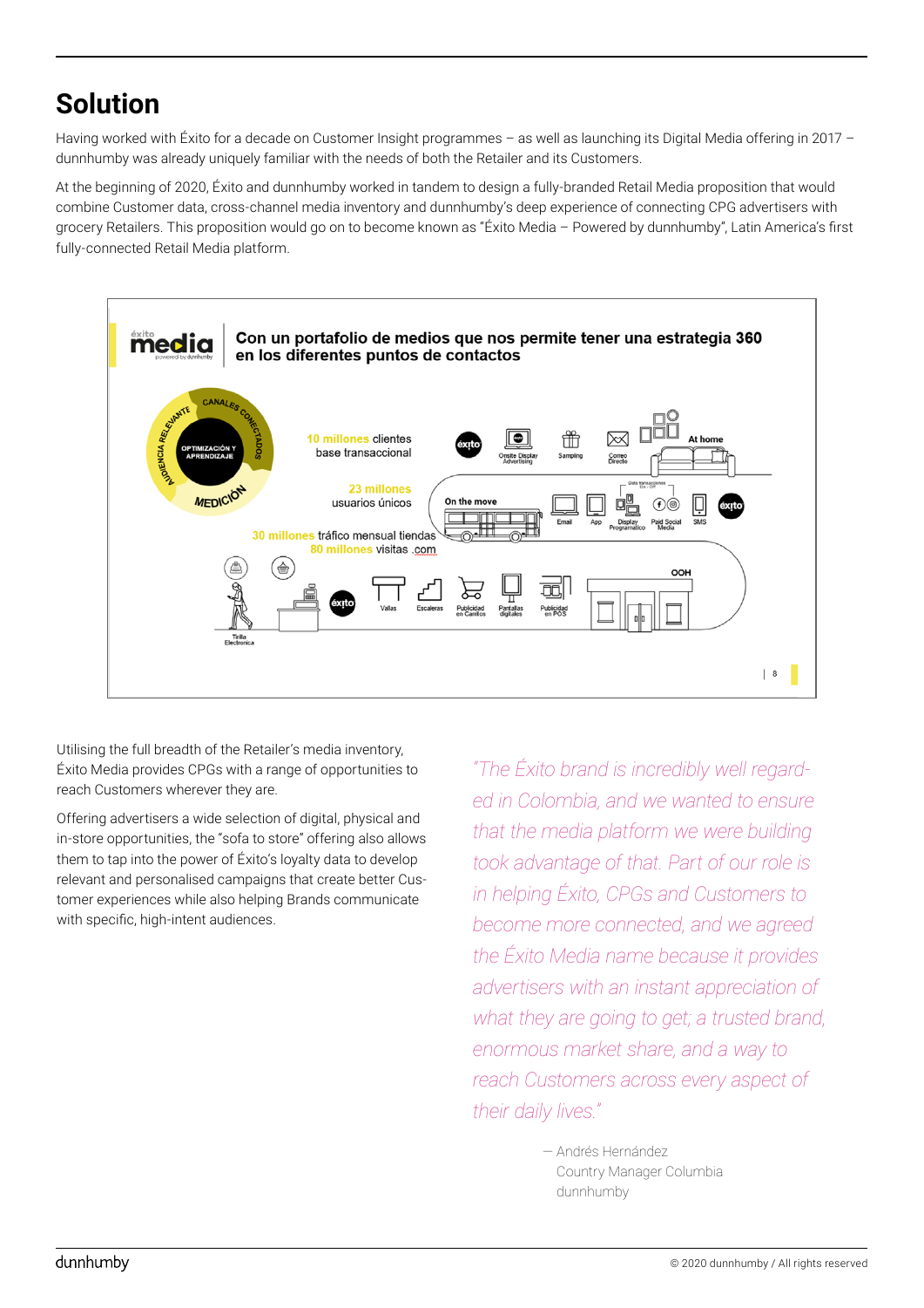# Solution

Having worked with Éxito for a decade on Customer Insight programmes – as well as launching its Digital Media offering in 2017 – dunnhumby was already uniquely familiar with the needs of both the Retailer and its Customers.

At the beginning of 2020, Éxito and dunnhumby worked in tandem to design a fully-branded Retail Media proposition that would combine Customer data, cross-channel media inventory and dunnhumby's deep experience of connecting CPG advertisers with grocery Retailers. This proposition would go on to become known as "Éxito Media – Powered by dunnhumby", Latin America's first fully-connected Retail Media platform.

Utilising the full breadth of the Retailer's media inventory, Éxito Media provides CPGs with a range of opportunities to reach Customers wherever they are.

Offering advertisers a wide selection of digital, physical and in-store opportunities, the "sofa to store" offering also allows them to tap into the power of Éxito's loyalty data to develop relevant and personalised campaigns that create better Customer experiences while also helping Brands communicate with specific, high-intent audiences.

*"The Éxito brand is incredibly well regarded in Colombia, and we wanted to ensure that the media platform we were building took advantage of that. Part of our role is in helping Éxito, CPGs and Customers to become more connected, and we agreed the Éxito Media name because it provides advertisers with an instant appreciation of what they are going to get; a trusted brand, enormous market share, and a way to reach Customers across every aspect of their daily lives."*

— Andrés Hernández
Country Manager Columbia
dunnhumby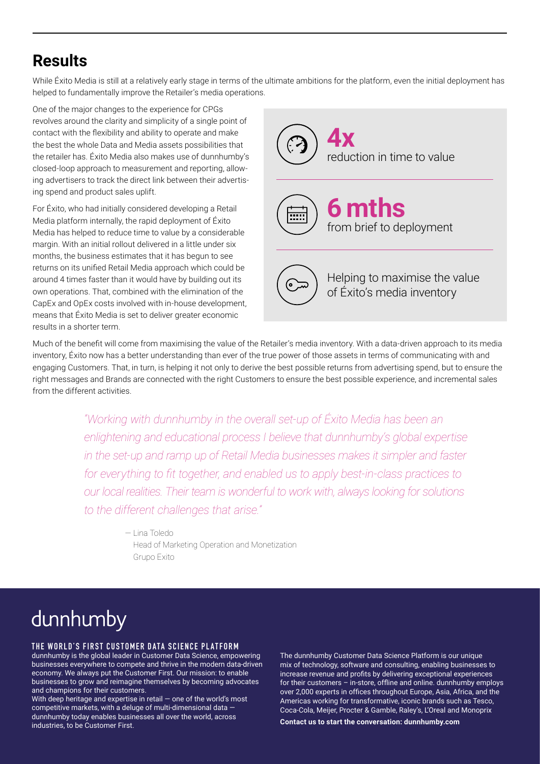## Results

While Éxito Media is still at a relatively early stage in terms of the ultimate ambitions for the platform, even the initial deployment has helped to fundamentally improve the Retailer's media operations.

One of the major changes to the experience for CPGs revolves around the clarity and simplicity of a single point of contact with the flexibility and ability to operate and make the best the whole Data and Media assets possibilities that the retailer has. Éxito Media also makes use of dunnhumby's closed-loop approach to measurement and reporting, allowing advertisers to track the direct link between their advertising spend and product sales uplift.

For Éxito, who had initially considered developing a Retail Media platform internally, the rapid deployment of Éxito Media has helped to reduce time to value by a considerable margin. With an initial rollout delivered in a little under six months, the business estimates that it has begun to see returns on its unified Retail Media approach which could be around 4 times faster than it would have by building out its own operations. That, combined with the elimination of the CapEx and OpEx costs involved with in-house development, means that Éxito Media is set to deliver greater economic results in a shorter term.

**4x**
reduction in time to value

**6 mths**
from brief to deployment

Helping to maximise the value of Éxito's media inventory

Much of the benefit will come from maximising the value of the Retailer's media inventory. With a data-driven approach to its media inventory, Éxito now has a better understanding than ever of the true power of those assets in terms of communicating with and engaging Customers. That, in turn, is helping it not only to derive the best possible returns from advertising spend, but to ensure the right messages and Brands are connected with the right Customers to ensure the best possible experience, and incremental sales from the different activities.

*"Working with dunnhumby in the overall set-up of Éxito Media has been an enlightening and educational process I believe that dunnhumby's global expertise in the set-up and ramp up of Retail Media businesses makes it simpler and faster for everything to fit together, and enabled us to apply best-in-class practices to our local realities. Their team is wonderful to work with, always looking for solutions to the different challenges that arise."*

— Lina Toledo
Head of Marketing Operation and Monetization
Grupo Exito

dunnhumby

**THE WORLD'S FIRST CUSTOMER DATA SCIENCE PLATFORM**

dunnhumby is the global leader in Customer Data Science, empowering businesses everywhere to compete and thrive in the modern data-driven economy. We always put the Customer First. Our mission: to enable businesses to grow and reimagine themselves by becoming advocates and champions for their customers.

With deep heritage and expertise in retail — one of the world's most competitive markets, with a deluge of multi-dimensional data — dunnhumby today enables businesses all over the world, across industries, to be Customer First.

The dunnhumby Customer Data Science Platform is our unique mix of technology, software and consulting, enabling businesses to increase revenue and profits by delivering exceptional experiences for their customers – in-store, offline and online. dunnhumby employs over 2,000 experts in offices throughout Europe, Asia, Africa, and the Americas working for transformative, iconic brands such as Tesco, Coca-Cola, Meijer, Procter & Gamble, Raley's, L'Oreal and Monoprix

**Contact us to start the conversation: dunnhumby.com**